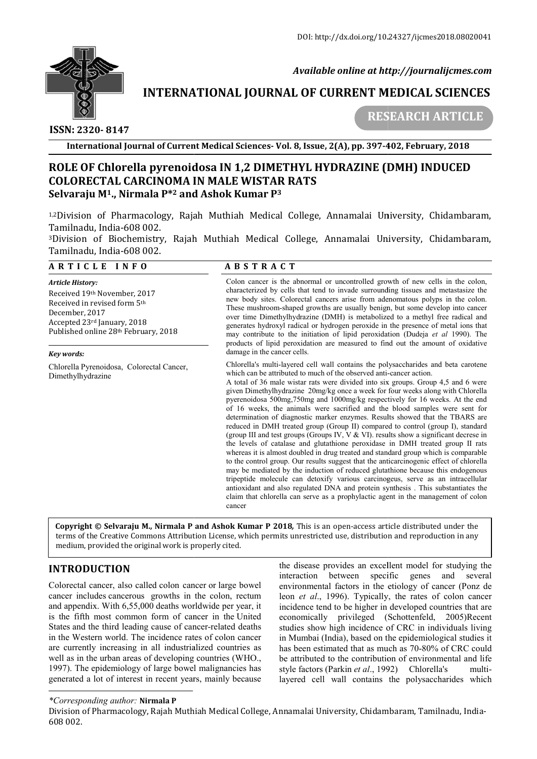DOI: http://dx.doi.org/10.24327/ijcmes2018.08020041

*Available online at http://journalijcmes.com*

**INTERNATIONAL JOURNAL OF CURRENT MEDICAL SCIENCES**

**RESEARCH ARTICLE**

**ISSN: 2320- 8147**

**International Journal of Current Medical Sciences- Vol. 8, Issue, 2(A), pp. 397-402, February, 2018**

# ROLE OF Chlorella pyrenoidosa IN 1,2 DIMETHYL HYDRAZINE (DMH) INDUCED COLORECTAL CARCINOMA IN MALE WISTAR RATS

**Selvaraju M[1]., Nirmala P*[2] and Ashok Kumar P[3]**

[1,2]Division of Pharmacology, Rajah Muthiah Medical College, Annamalai University, Chidambaram, Tamilnadu, India-608 002.
[3]Division of Biochemistry, Rajah Muthiah Medical College, Annamalai University, Chidambaram, Tamilnadu, India-608 002.

## ARTICLE INFO

*Article History:*

Received 19th November, 2017
Received in revised form 5th December, 2017
Accepted 23rd January, 2018
Published online 28th February, 2018

*Key words:*

Chlorella Pyrenoidosa, Colorectal Cancer, Dimethylhydrazine

## ABSTRACT

Colon cancer is the abnormal or uncontrolled growth of new cells in the colon, characterized by cells that tend to invade surrounding tissues and metastasize the new body sites. Colorectal cancers arise from adenomatous polyps in the colon. These mushroom-shaped growths are usually benign, but some develop into cancer over time Dimethylhydrazine (DMH) is metabolized to a methyl free radical and generates hydroxyl radical or hydrogen peroxide in the presence of metal ions that may contribute to the initiation of lipid peroxidation (Dudeja *et al* 1990). The products of lipid peroxidation are measured to find out the amount of oxidative damage in the cancer cells.

Chlorella's multi-layered cell wall contains the polysaccharides and beta carotene which can be attributed to much of the observed anti-cancer action.

A total of 36 male wistar rats were divided into six groups. Group 4,5 and 6 were given Dimethylhydrazine 20mg/kg once a week for four weeks along with Chlorella pyerenoidosa 500mg,750mg and 1000mg/kg respectively for 16 weeks. At the end of 16 weeks, the animals were sacrified and the blood samples were sent for determination of diagnostic marker enzymes. Results showed that the TBARS are reduced in DMH treated group (Group II) compared to control (group I), standard (group III and test groups (Groups IV, V & VI). results show a significant decrese in the levels of catalase and glutathione peroxidase in DMH treated group II rats whereas it is almost doubled in drug treated and standard group which is comparable to the control group. Our results suggest that the anticarcinogenic effect of chlorella may be mediated by the induction of reduced glutathione because this endogenous tripeptide molecule can detoxify various carcinogeus, serve as an intracellular antioxidant and also regulated DNA and protein synthesis . This substantiates the claim that chlorella can serve as a prophylactic agent in the management of colon cancer

**Copyright © Selvaraju M., Nirmala P and Ashok Kumar P 2018,** This is an open-access article distributed under the terms of the Creative Commons Attribution License, which permits unrestricted use, distribution and reproduction in any medium, provided the original work is properly cited.

## INTRODUCTION

Colorectal cancer, also called colon cancer or large bowel cancer includes cancerous growths in the colon, rectum and appendix. With 6,55,000 deaths worldwide per year, it is the fifth most common form of cancer in the United States and the third leading cause of cancer-related deaths in the Western world. The incidence rates of colon cancer are currently increasing in all industrialized countries as well as in the urban areas of developing countries (WHO., 1997). The epidemiology of large bowel malignancies has generated a lot of interest in recent years, mainly because the disease provides an excellent model for studying the interaction between specific genes and several environmental factors in the etiology of cancer (Ponz de leon *et al*., 1996). Typically, the rates of colon cancer incidence tend to be higher in developed countries that are economically privileged (Schottenfeld, 2005)Recent studies show high incidence of CRC in individuals living in Mumbai (India), based on the epidemiological studies it has been estimated that as much as 70-80% of CRC could be attributed to the contribution of environmental and life style factors (Parkin *et al*., 1992) Chlorella's multi-layered cell wall contains the polysaccharides which

*\*Corresponding author:* **Nirmala P**
Division of Pharmacology, Rajah Muthiah Medical College, Annamalai University, Chidambaram, Tamilnadu, India-608 002.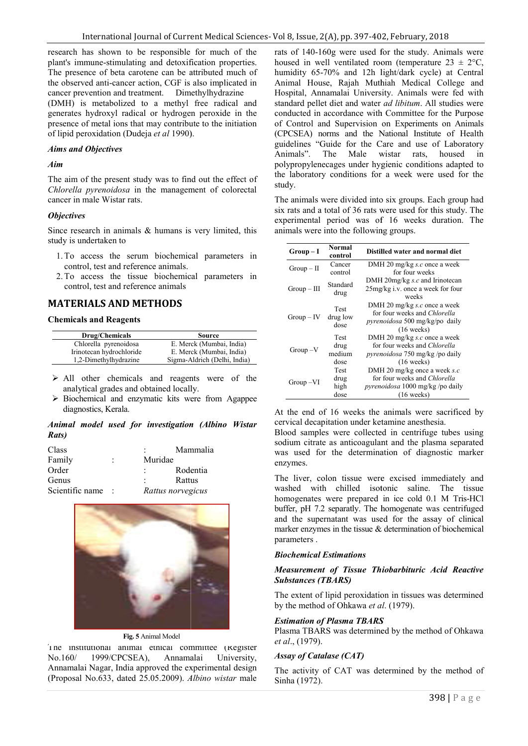research has shown to be responsible for much of the plant's immune-stimulating and detoxification properties. The presence of beta carotene can be attributed much of the observed anti-cancer action, CGF is also implicated in cancer prevention and treatment. Dimethylhydrazine (DMH) is metabolized to a methyl free radical and generates hydroxyl radical or hydrogen peroxide in the presence of metal ions that may contribute to the initiation of lipid peroxidation (Dudeja *et al* 1990).

### *Aims and Objectives*

### *Aim*

The aim of the present study was to find out the effect of *Chlorella pyrenoidosa* in the management of colorectal cancer in male Wistar rats.

### *Objectives*

Since research in animals & humans is very limited, this study is undertaken to

1. To access the serum biochemical parameters in control, test and reference animals.
2. To access the tissue biochemical parameters in control, test and reference animals

## MATERIALS AND METHODS

### Chemicals and Reagents

| Drug/Chemicals | Source |
|---|---|
| Chlorella pyrenoidosa | E. Merck (Mumbai, India) |
| Irinotecan hydrochloride | E. Merck (Mumbai, India) |
| 1,2-Dimethylhydrazine | Sigma-Aldrich (Delhi, India) |

- All other chemicals and reagents were of the analytical grades and obtained locally.
- Biochemical and enzymatic kits were from Agappee diagnostics, Kerala.

### *Animal model used for investigation (Albino Wistar Rats)*

Class : Mammalia
Family : Muridae
Order : Rodentia
Genus : Rattus
Scientific name : *Rattus norvegicus*

**Fig. 5** Animal Model

The institutional animal ethical committee (Register No.160/ 1999/CPCSEA), Annamalai University, Annamalai Nagar, India approved the experimental design (Proposal No.633, dated 25.05.2009). *Albino wistar* male rats of 140-160g were used for the study. Animals were housed in well ventilated room (temperature 23 ± 2°C, humidity 65-70% and 12h light/dark cycle) at Central Animal House, Rajah Muthiah Medical College and Hospital, Annamalai University. Animals were fed with standard pellet diet and water *ad libitum*. All studies were conducted in accordance with Committee for the Purpose of Control and Supervision on Experiments on Animals (CPCSEA) norms and the National Institute of Health guidelines "Guide for the Care and use of Laboratory Animals". The Male wistar rats, housed in polypropylenecages under hygienic conditions adapted to the laboratory conditions for a week were used for the study.

The animals were divided into six groups. Each group had six rats and a total of 36 rats were used for this study. The experimental period was of 16 weeks duration. The animals were into the following groups.

| Group – I | Normal control | Distilled water and normal diet |
|---|---|---|
| Group – II | Cancer control | DMH 20mg/kg *s.c* once a week for four weeks |
| Group – III | Standard drug | DMH 20mg/kg *s.c* and Irinotecan 25mg/kg i.v. once a week for four weeks |
| Group – IV | Test drug low dose | DMH 20 mg/kg *s.c* once a week for four weeks and *Chlorella pyrenoidosa* 500 mg/kg/po daily (16 weeks) |
| Group –V | Test drug medium dose | DMH 20 mg/kg *s.c* once a week for four weeks and *Chlorella pyrenoidosa* 750 mg/kg /po daily (16 weeks) |
| Group –VI | Test drug high dose | DMH 20 mg/kg once a week *s.c* for four weeks and *Chlorella pyrenoidosa* 1000 mg/kg /po daily (16 weeks) |

At the end of 16 weeks the animals were sacrificed by cervical decapitation under ketamine anesthesia.

Blood samples were collected in centrifuge tubes using sodium citrate as anticoagulant and the plasma separated was used for the determination of diagnostic marker enzymes.

The liver, colon tissue were excised immediately and washed with chilled isotonic saline. The tissue homogenates were prepared in ice cold 0.1 M Tris-HCl buffer, pH 7.2 separatly. The homogenate was centrifuged and the supernatant was used for the assay of clinical marker enzymes in the tissue & determination of biochemical parameters .

### *Biochemical Estimations*

### *Measurement of Tissue Thiobarbituric Acid Reactive Substances (TBARS)*

The extent of lipid peroxidation in tissues was determined by the method of Ohkawa *et al*. (1979).

### *Estimation of Plasma TBARS*

Plasma TBARS was determined by the method of Ohkawa *et al*., (1979).

### *Assay of Catalase (CAT)*

The activity of CAT was determined by the method of Sinha (1972).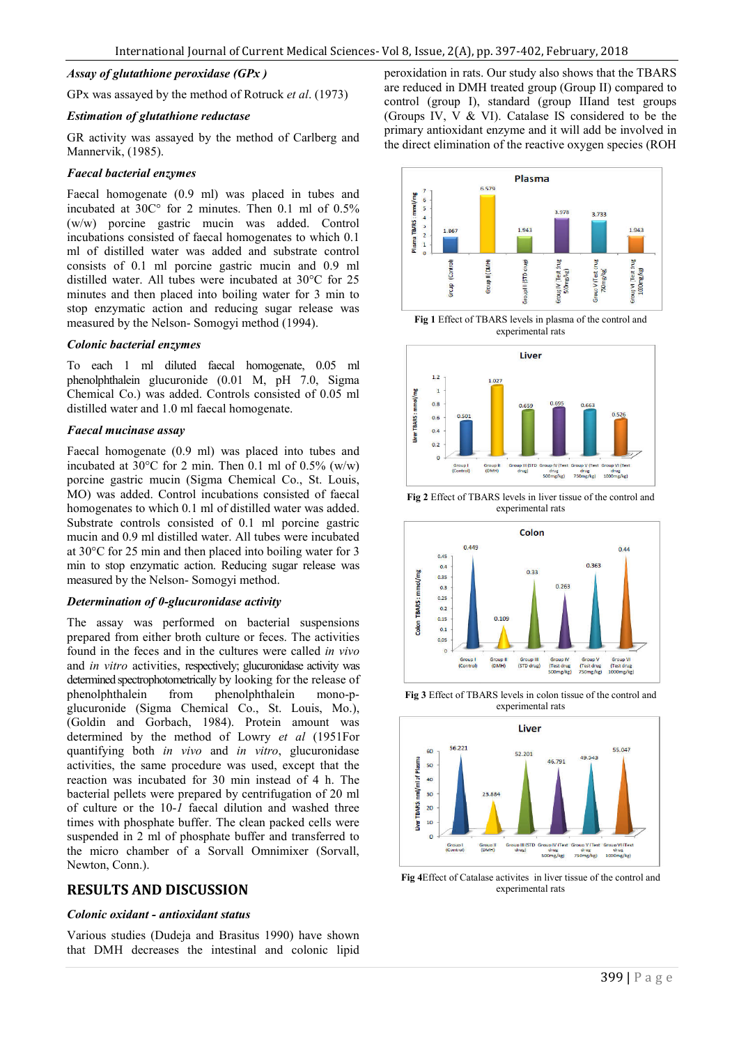### *Assay of glutathione peroxidase (GPx )*

GPx was assayed by the method of Rotruck *et al*. (1973)

### *Estimation of glutathione reductase*

GR activity was assayed by the method of Carlberg and Mannervik, (1985).

### *Faecal bacterial enzymes*

Faecal homogenate (0.9 ml) was placed in tubes and incubated at 30C° for 2 minutes. Then 0.1 ml of 0.5% (w/w) porcine gastric mucin was added. Control incubations consisted of faecal homogenates to which 0.1 ml of distilled water was added and substrate control consists of 0.1 ml porcine gastric mucin and 0.9 ml distilled water. All tubes were incubated at 30°C for 25 minutes and then placed into boiling water for 3 min to stop enzymatic action and reducing sugar release was measured by the Nelson- Somogyi method (1994).

### *Colonic bacterial enzymes*

To each 1 ml diluted faecal homogenate, 0.05 ml phenolphthalein glucuronide (0.01 M, pH 7.0, Sigma Chemical Co.) was added. Controls consisted of 0.05 ml distilled water and 1.0 ml faecal homogenate.

### *Faecal mucinase assay*

Faecal homogenate (0.9 ml) was placed into tubes and incubated at 30°C for 2 min. Then 0.1 ml of 0.5% (w/w) porcine gastric mucin (Sigma Chemical Co., St. Louis, MO) was added. Control incubations consisted of faecal homogenates to which 0.1 ml of distilled water was added. Substrate controls consisted of 0.1 ml porcine gastric mucin and 0.9 ml distilled water. All tubes were incubated at 30°C for 25 min and then placed into boiling water for 3 min to stop enzymatic action. Reducing sugar release was measured by the Nelson- Somogyi method.

### *Determination of 0-glucuronidase activity*

The assay was performed on bacterial suspensions prepared from either broth culture or feces. The activities found in the feces and in the cultures were called *in vivo* and *in vitro* activities, respectively; glucuronidase activity was determined spectrophotometrically by looking for the release of phenolphthalein from phenolphthalein mono-p-glucuronide (Sigma Chemical Co., St. Louis, Mo.), (Goldin and Gorbach, 1984). Protein amount was determined by the method of Lowry *et al* (1951For quantifying both *in vivo* and *in vitro*, glucuronidase activities, the same procedure was used, except that the reaction was incubated for 30 min instead of 4 h. The bacterial pellets were prepared by centrifugation of 20 ml of culture or the 10-*1* faecal dilution and washed three times with phosphate buffer. The clean packed cells were suspended in 2 ml of phosphate buffer and transferred to the micro chamber of a Sorvall Omnimixer (Sorvall, Newton, Conn.).

## RESULTS AND DISCUSSION

### *Colonic oxidant - antioxidant status*

Various studies (Dudeja and Brasitus 1990) have shown that DMH decreases the intestinal and colonic lipid peroxidation in rats. Our study also shows that the TBARS are reduced in DMH treated group (Group II) compared to control (group I), standard (group IIIand test groups (Groups IV, V & VI). Catalase IS considered to be the primary antioxidant enzyme and it will add be involved in the direct elimination of the reactive oxygen species (ROH

**Fig 1** Effect of TBARS levels in plasma of the control and experimental rats

**Fig 2** Effect of TBARS levels in liver tissue of the control and experimental rats

**Fig 3** Effect of TBARS levels in colon tissue of the control and experimental rats

**Fig 4**Effect of Catalase activites in liver tissue of the control and experimental rats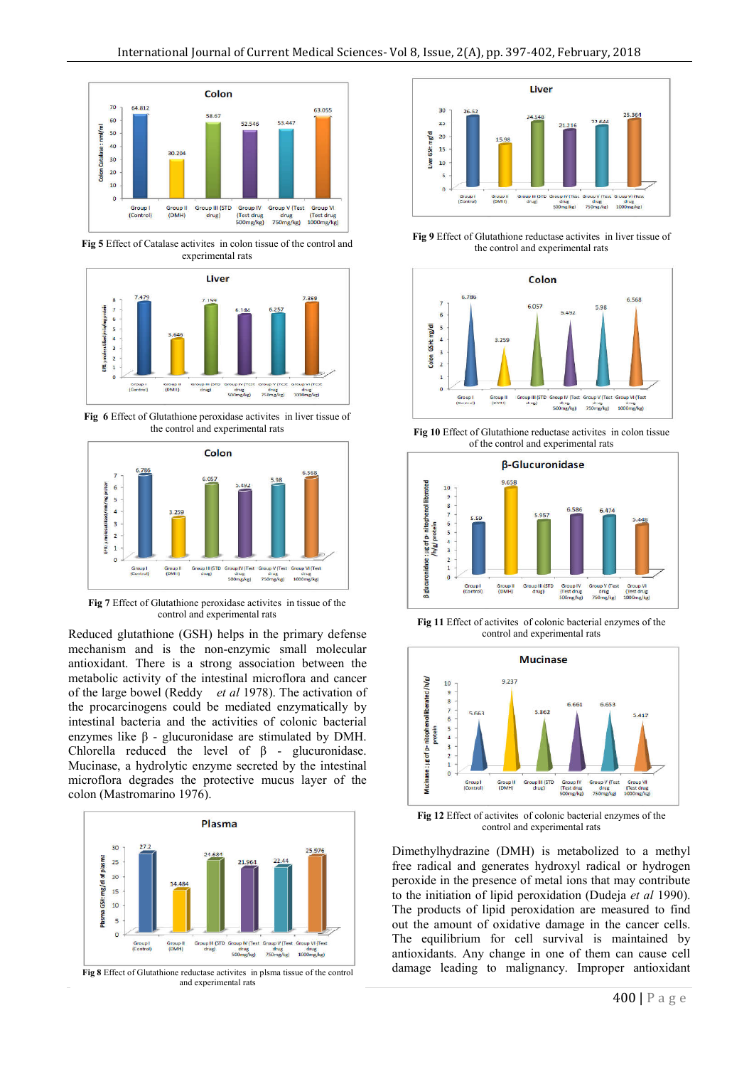Fig 5 Effect of Catalase activites in colon tissue of the control and experimental rats

Fig 6 Effect of Glutathione peroxidase activites in liver tissue of the control and experimental rats

Fig 7 Effect of Glutathione peroxidase activites in tissue of the control and experimental rats

Reduced glutathione (GSH) helps in the primary defense mechanism and is the non-enzymic small molecular antioxidant. There is a strong association between the metabolic activity of the intestinal microflora and cancer of the large bowel (Reddy *et al* 1978). The activation of the procarcinogens could be mediated enzymatically by intestinal bacteria and the activities of colonic bacterial enzymes like β - glucuronidase are stimulated by DMH. Chlorella reduced the level of β - glucuronidase. Mucinase, a hydrolytic enzyme secreted by the intestinal microflora degrades the protective mucus layer of the colon (Mastromarino 1976).

Fig 8 Effect of Glutathione reductase activites in plsma tissue of the control and experimental rats

Fig 9 Effect of Glutathione reductase activites in liver tissue of the control and experimental rats

Fig 10 Effect of Glutathione reductase activites in colon tissue of the control and experimental rats

Fig 11 Effect of activites of colonic bacterial enzymes of the control and experimental rats

Fig 12 Effect of activites of colonic bacterial enzymes of the control and experimental rats

Dimethylhydrazine (DMH) is metabolized to a methyl free radical and generates hydroxyl radical or hydrogen peroxide in the presence of metal ions that may contribute to the initiation of lipid peroxidation (Dudeja *et al* 1990). The products of lipid peroxidation are measured to find out the amount of oxidative damage in the cancer cells. The equilibrium for cell survival is maintained by antioxidants. Any change in one of them can cause cell damage leading to malignancy. Improper antioxidant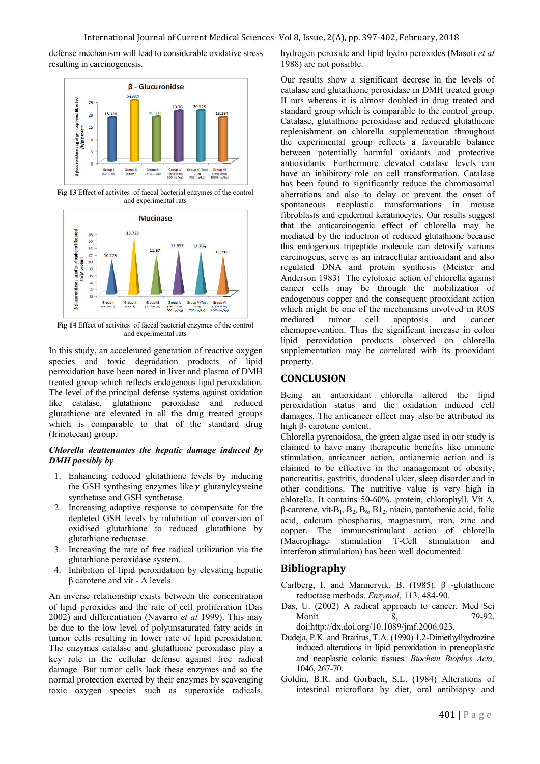defense mechanism will lead to considerable oxidative stress resulting in carcinogenesis.

**Fig 13** Effect of activites of faecal bacterial enzymes of the control and experimental rats

**Fig 14** Effect of activites of faecal bacterial enzymes of the control and experimental rats

In this study, an accelerated generation of reactive oxygen species and toxic degradation products of lipid peroxidation have been noted in liver and plasma of DMH treated group which reflects endogenous lipid peroxidation. The level of the principal defense systems against oxidation like catalase, glutathione peroxidase and reduced glutathione are elevated in all the drug treated groups which is comparable to that of the standard drug (Irinotecan) group.

***Chlorella deattenuates the hepatic damage induced by DMH possibly by***

1. Enhancing reduced glutathione levels by inducing the GSH synthesing enzymes like $\gamma$ glutanylcysteine synthetase and GSH synthetase.
2. Increasing adaptive response to compensate for the depleted GSH levels by inhibition of conversion of oxidised glutathione to reduced glutathione by glutathione reductase.
3. Increasing the rate of free radical utilization via the glutathione peroxidase system.
4. Inhibition of lipid peroxidation by elevating hepatic β carotene and vit - A levels.

An inverse relationship exists between the concentration of lipid peroxides and the rate of cell proliferation (Das 2002) and differentiation (Navarro *et al* 1999). This may be due to the low level of polyunsaturated fatty acids in tumor cells resulting in lower rate of lipid peroxidation. The enzymes catalase and glutathione peroxidase play a key role in the cellular defense against free radical damage. But tumor cells lack these enzymes and so the normal protection exerted by their enzymes by scavenging toxic oxygen species such as superoxide radicals, hydrogen peroxide and lipid hydro peroxides (Masoti *et al* 1988) are not possible.

Our results show a significant decrease in the levels of catalase and glutathione peroxidase in DMH treated group II rats whereas it is almost doubled in drug treated and standard group which is comparable to the control group. Catalase, glutathione peroxidase and reduced glutathione replenishment on chlorella supplementation throughout the experimental group reflects a favourable balance between potentially harmful oxidants and protective antioxidants. Furthermore elevated catalase levels can have an inhibitory role on cell transformation. Catalase has been found to significantly reduce the chromosomal aberrations and also to delay or prevent the onset of spontaneous neoplastic transformations in mouse fibroblasts and epidermal keratinocytes. Our results suggest that the anticarcinogenic effect of chlorella may be mediated by the induction of reduced glutathione because this endogenous tripeptide molecule can detoxify various carcinogeus, serve as an intracellular antioxidant and also regulated DNA and protein synthesis (Meister and Anderson 1983) The cytotoxic action of chlorella against cancer cells may be through the mobilization of endogenous copper and the consequent prooxidant action which might be one of the mechanisms involved in ROS mediated tumor cell apoptosis and cancer chemoprevention. Thus the significant increase in colon lipid peroxidation products observed on chlorella supplementation may be correlated with its prooxidant property.

## CONCLUSION

Being an antioxidant chlorella altered the lipid peroxidation status and the oxidation induced cell damages. The anticancer effect may also be attributed its high β- carotene content.

Chlorella pyrenoidosa, the green algae used in our study is claimed to have many therapeutic benefits like immune stimulation, anticancer action, antianemic action and is claimed to be effective in the management of obesity, pancreatitis, gastritis, duodenal ulcer, sleep disorder and in other conditions. The nutritive value is very high in chlorella. It contains 50-60%. protein, chlorophyll, Vit A, β-carotene, vit-$B_1$, $B_2$, $B_6$, $B1_2$, niacin, pantothenic acid, folic acid, calcium phosphorus, magnesium, iron, zinc and copper. The immunostimulant action of chlorella (Macrophage stimulation T-Cell stimulation and interferon stimulation) has been well documented.

## Bibliography

Carlberg, I. and Mannervik, B. (1985). β -glutathione reductase methods. *Enzymol*, 113, 484-90.

Das, U. (2002) A radical approach to cancer. Med Sci Monit 8, 79-92. doi:http://dx.doi.org/10.1089/jmf.2006.023.

Dudeja, P.K. and Braritus, T.A. (1990) 1,2-Dimethylhydrozine induced alterations in lipid peroxidation in preneoplastic and neoplastic colonic tissues. *Biochem Biophys Acta,* 1046, 267-70.

Goldin, B.R. and Gorbach, S.L. (1984) Alterations of intestinal microflora by diet, oral antibiopsy and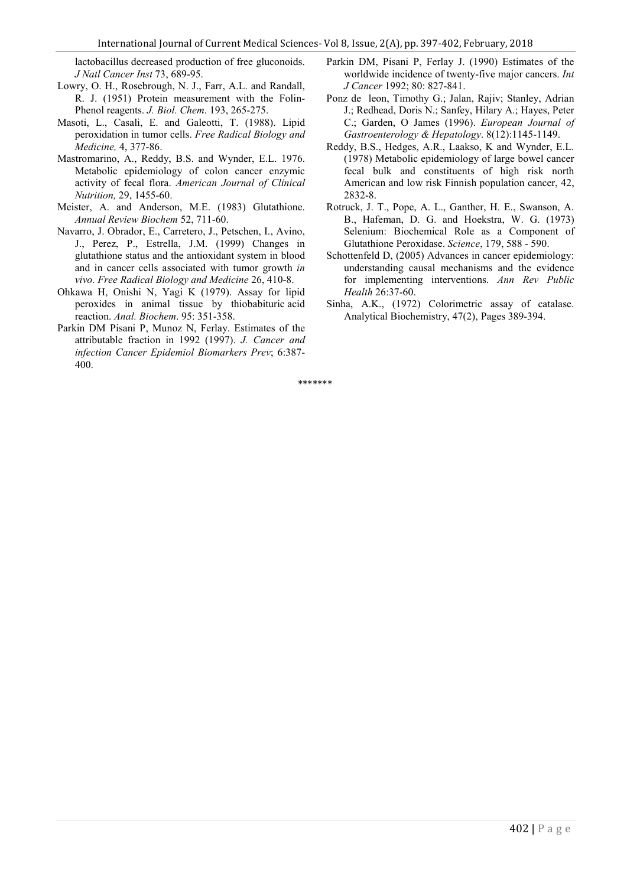lactobacillus decreased production of free gluconoids. *J Natl Cancer Inst* 73, 689-95.

Lowry, O. H., Rosebrough, N. J., Farr, A.L. and Randall, R. J. (1951) Protein measurement with the Folin-Phenol reagents. *J. Biol. Chem*. 193, 265-275.

Masoti, L., Casali, E. and Galeotti, T. (1988). Lipid peroxidation in tumor cells. *Free Radical Biology and Medicine,* 4, 377-86.

Mastromarino, A., Reddy, B.S. and Wynder, E.L. 1976. Metabolic epidemiology of colon cancer enzymic activity of fecal flora. *American Journal of Clinical Nutrition,* 29, 1455-60.

Meister, A. and Anderson, M.E. (1983) Glutathione. *Annual Review Biochem* 52, 711-60.

Navarro, J. Obrador, E., Carretero, J., Petschen, I., Avino, J., Perez, P., Estrella, J.M. (1999) Changes in glutathione status and the antioxidant system in blood and in cancer cells associated with tumor growth *in vivo*. *Free Radical Biology and Medicine* 26, 410-8.

Ohkawa H, Onishi N, Yagi K (1979). Assay for lipid peroxides in animal tissue by thiobabituric acid reaction. *Anal. Biochem*. 95: 351-358.

Parkin DM Pisani P, Munoz N, Ferlay. Estimates of the attributable fraction in 1992 (1997). *J. Cancer and infection Cancer Epidemiol Biomarkers Prev*; 6:387-400.

Parkin DM, Pisani P, Ferlay J. (1990) Estimates of the worldwide incidence of twenty-five major cancers. *Int J Cancer* 1992; 80: 827-841.

Ponz de leon, Timothy G.; Jalan, Rajiv; Stanley, Adrian J.; Redhead, Doris N.; Sanfey, Hilary A.; Hayes, Peter C.; Garden, O James (1996). *European Journal of Gastroenterology & Hepatology*. 8(12):1145-1149.

Reddy, B.S., Hedges, A.R., Laakso, K and Wynder, E.L. (1978) Metabolic epidemiology of large bowel cancer fecal bulk and constituents of high risk north American and low risk Finnish population cancer, 42, 2832-8.

Rotruck, J. T., Pope, A. L., Ganther, H. E., Swanson, A. B., Hafeman, D. G. and Hoekstra, W. G. (1973) Selenium: Biochemical Role as a Component of Glutathione Peroxidase. *Science*, 179, 588 - 590.

Schottenfeld D, (2005) Advances in cancer epidemiology: understanding causal mechanisms and the evidence for implementing interventions. *Ann Rev Public Health* 26:37-60.

Sinha, A.K., (1972) Colorimetric assay of catalase. Analytical Biochemistry, 47(2), Pages 389-394.

*******